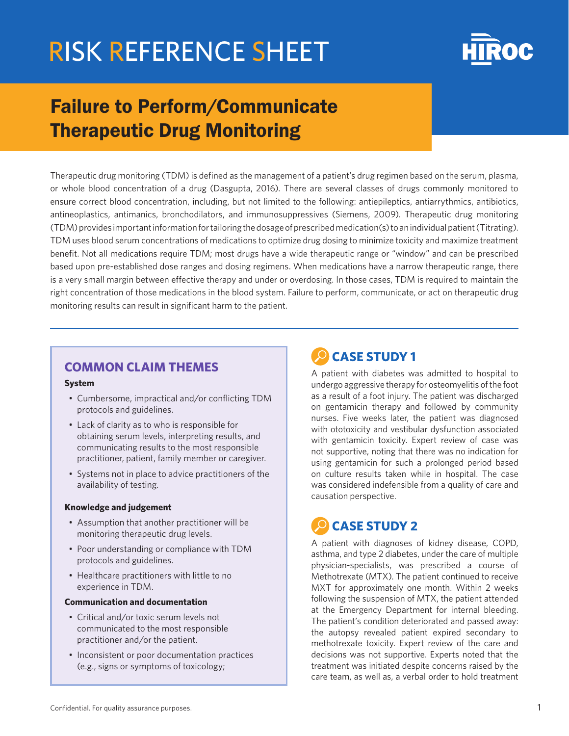# RISK REFERENCE SHEET

HIROC

## Failure to Perform/Communicate Therapeutic Drug Monitoring

Therapeutic drug monitoring (TDM) is defined as the management of a patient's drug regimen based on the serum, plasma, or whole blood concentration of a drug (Dasgupta, 2016). There are several classes of drugs commonly monitored to ensure correct blood concentration, including, but not limited to the following: antiepileptics, antiarrythmics, antibiotics, antineoplastics, antimanics, bronchodilators, and immunosuppressives (Siemens, 2009). Therapeutic drug monitoring (TDM) provides important information for tailoring the dosage of prescribed medication(s) to an individual patient (Titrating). TDM uses blood serum concentrations of medications to optimize drug dosing to minimize toxicity and maximize treatment benefit. Not all medications require TDM; most drugs have a wide therapeutic range or "window" and can be prescribed based upon pre-established dose ranges and dosing regimens. When medications have a narrow therapeutic range, there is a very small margin between effective therapy and under or overdosing. In those cases, TDM is required to maintain the right concentration of those medications in the blood system. Failure to perform, communicate, or act on therapeutic drug monitoring results can result in significant harm to the patient.

### COMMON CLAIM THEMES

**System**

- Cumbersome, impractical and/or conflicting TDM protocols and guidelines.
- Lack of clarity as to who is responsible for obtaining serum levels, interpreting results, and communicating results to the most responsible practitioner, patient, family member or caregiver.
- Systems not in place to advice practitioners of the availability of testing.

**Knowledge and judgement**

- Assumption that another practitioner will be monitoring therapeutic drug levels.
- Poor understanding or compliance with TDM protocols and guidelines.
- Healthcare practitioners with little to no experience in TDM.

**Communication and documentation**

- Critical and/or toxic serum levels not communicated to the most responsible practitioner and/or the patient.
- Inconsistent or poor documentation practices (e.g., signs or symptoms of toxicology;

### CASE STUDY 1

A patient with diabetes was admitted to hospital to undergo aggressive therapy for osteomyelitis of the foot as a result of a foot injury. The patient was discharged on gentamicin therapy and followed by community nurses. Five weeks later, the patient was diagnosed with ototoxicity and vestibular dysfunction associated with gentamicin toxicity. Expert review of case was not supportive, noting that there was no indication for using gentamicin for such a prolonged period based on culture results taken while in hospital. The case was considered indefensible from a quality of care and causation perspective.

### CASE STUDY 2

A patient with diagnoses of kidney disease, COPD, asthma, and type 2 diabetes, under the care of multiple physician-specialists, was prescribed a course of Methotrexate (MTX). The patient continued to receive MXT for approximately one month. Within 2 weeks following the suspension of MTX, the patient attended at the Emergency Department for internal bleeding. The patient's condition deteriorated and passed away: the autopsy revealed patient expired secondary to methotrexate toxicity. Expert review of the care and decisions was not supportive. Experts noted that the treatment was initiated despite concerns raised by the care team, as well as, a verbal order to hold treatment

Confidential. For quality assurance purposes.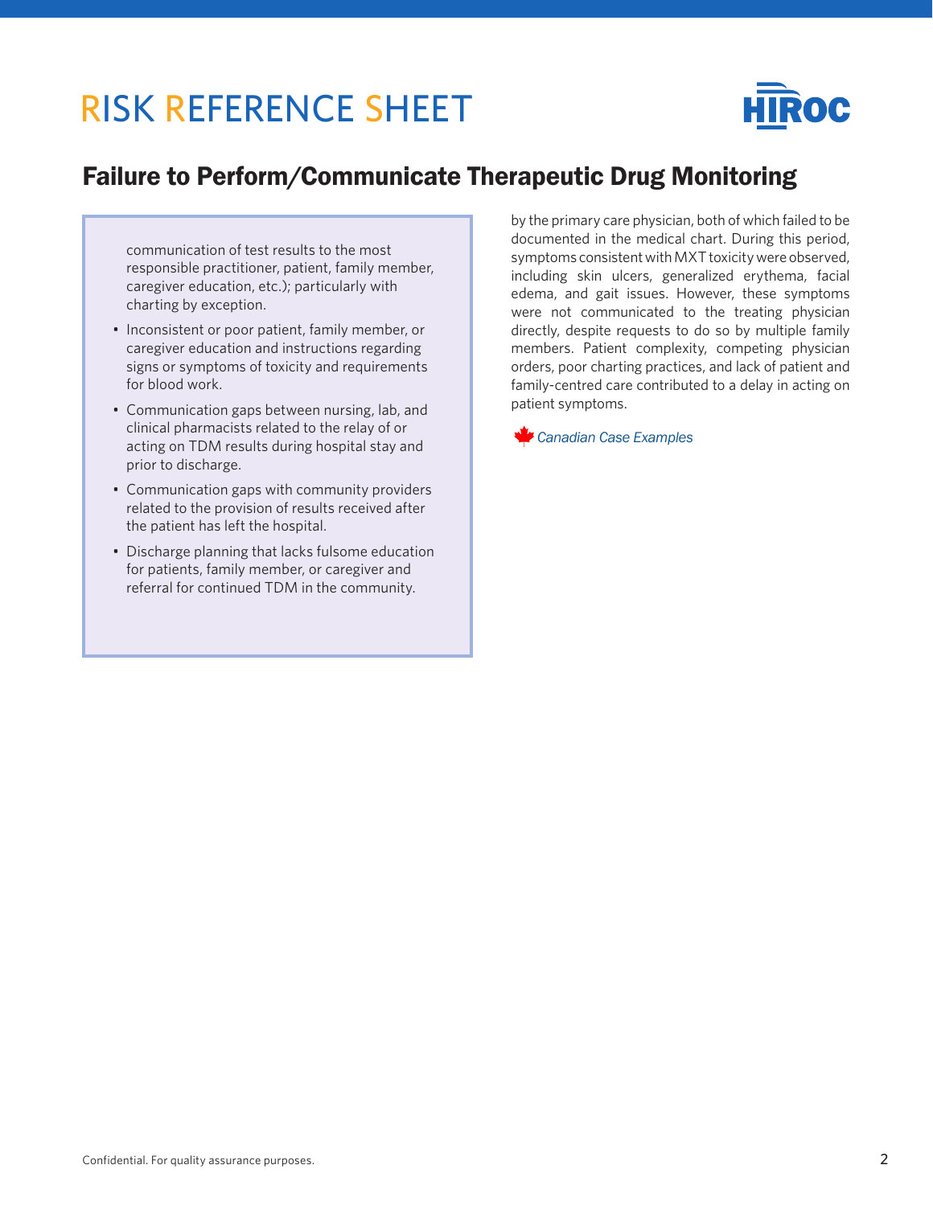# Failure to Perform/Communicate Therapeutic Drug Monitoring

communication of test results to the most responsible practitioner, patient, family member, caregiver education, etc.); particularly with charting by exception.

- Inconsistent or poor patient, family member, or caregiver education and instructions regarding signs or symptoms of toxicity and requirements for blood work.
- Communication gaps between nursing, lab, and clinical pharmacists related to the relay of or acting on TDM results during hospital stay and prior to discharge.
- Communication gaps with community providers related to the provision of results received after the patient has left the hospital.
- Discharge planning that lacks fulsome education for patients, family member, or caregiver and referral for continued TDM in the community.

by the primary care physician, both of which failed to be documented in the medical chart. During this period, symptoms consistent with MXT toxicity were observed, including skin ulcers, generalized erythema, facial edema, and gait issues. However, these symptoms were not communicated to the treating physician directly, despite requests to do so by multiple family members. Patient complexity, competing physician orders, poor charting practices, and lack of patient and family-centred care contributed to a delay in acting on patient symptoms.

*Canadian Case Examples*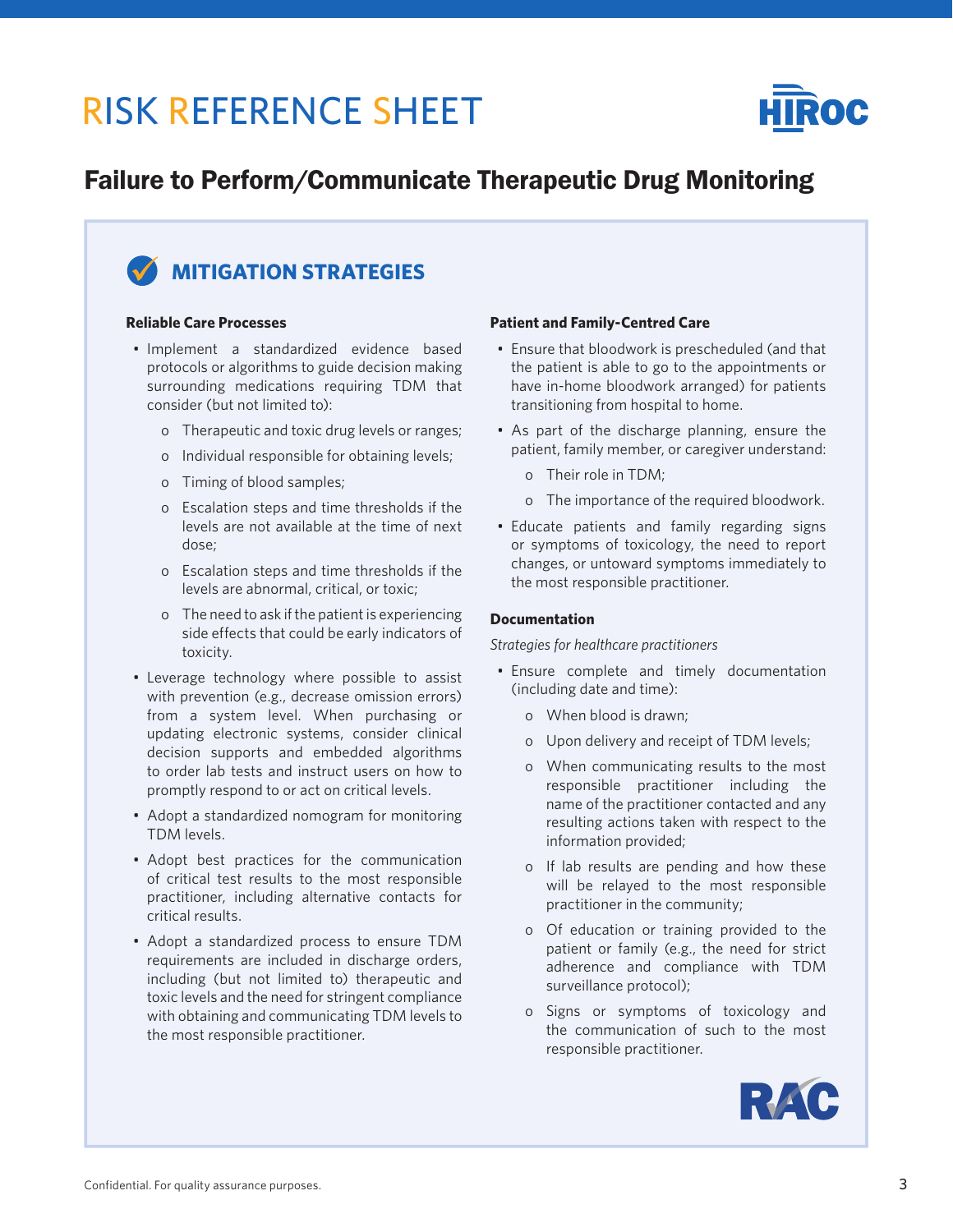# RISK REFERENCE SHEET

## Failure to Perform/Communicate Therapeutic Drug Monitoring

### MITIGATION STRATEGIES

**Reliable Care Processes**

- Implement a standardized evidence based protocols or algorithms to guide decision making surrounding medications requiring TDM that consider (but not limited to):
  - Therapeutic and toxic drug levels or ranges;
  - Individual responsible for obtaining levels;
  - Timing of blood samples;
  - Escalation steps and time thresholds if the levels are not available at the time of next dose;
  - Escalation steps and time thresholds if the levels are abnormal, critical, or toxic;
  - The need to ask if the patient is experiencing side effects that could be early indicators of toxicity.
- Leverage technology where possible to assist with prevention (e.g., decrease omission errors) from a system level. When purchasing or updating electronic systems, consider clinical decision supports and embedded algorithms to order lab tests and instruct users on how to promptly respond to or act on critical levels.
- Adopt a standardized nomogram for monitoring TDM levels.
- Adopt best practices for the communication of critical test results to the most responsible practitioner, including alternative contacts for critical results.
- Adopt a standardized process to ensure TDM requirements are included in discharge orders, including (but not limited to) therapeutic and toxic levels and the need for stringent compliance with obtaining and communicating TDM levels to the most responsible practitioner.

**Patient and Family-Centred Care**

- Ensure that bloodwork is prescheduled (and that the patient is able to go to the appointments or have in-home bloodwork arranged) for patients transitioning from hospital to home.
- As part of the discharge planning, ensure the patient, family member, or caregiver understand:
  - Their role in TDM;
  - The importance of the required bloodwork.
- Educate patients and family regarding signs or symptoms of toxicology, the need to report changes, or untoward symptoms immediately to the most responsible practitioner.

**Documentation**

*Strategies for healthcare practitioners*

- Ensure complete and timely documentation (including date and time):
  - When blood is drawn;
  - Upon delivery and receipt of TDM levels;
  - When communicating results to the most responsible practitioner including the name of the practitioner contacted and any resulting actions taken with respect to the information provided;
  - If lab results are pending and how these will be relayed to the most responsible practitioner in the community;
  - Of education or training provided to the patient or family (e.g., the need for strict adherence and compliance with TDM surveillance protocol);
  - Signs or symptoms of toxicology and the communication of such to the most responsible practitioner.

Confidential. For quality assurance purposes.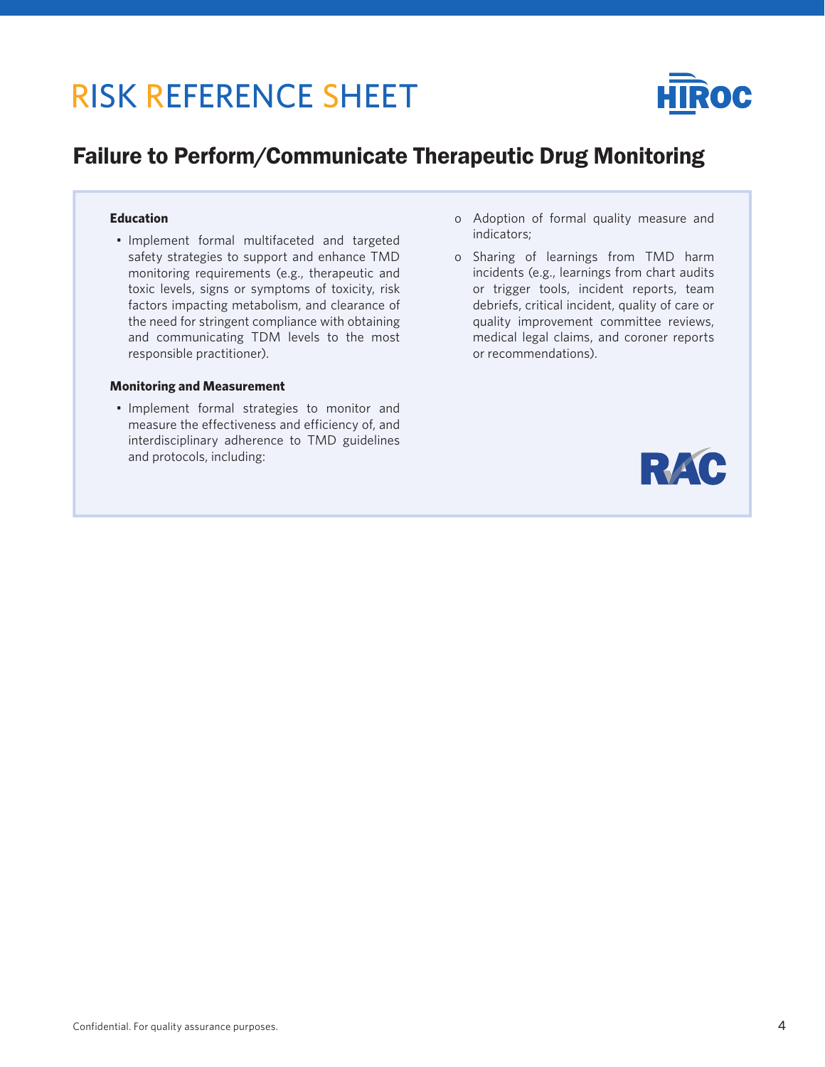# RISK REFERENCE SHEET

## Failure to Perform/Communicate Therapeutic Drug Monitoring

**Education**

- Implement formal multifaceted and targeted safety strategies to support and enhance TMD monitoring requirements (e.g., therapeutic and toxic levels, signs or symptoms of toxicity, risk factors impacting metabolism, and clearance of the need for stringent compliance with obtaining and communicating TDM levels to the most responsible practitioner).

**Monitoring and Measurement**

- Implement formal strategies to monitor and measure the effectiveness and efficiency of, and interdisciplinary adherence to TMD guidelines and protocols, including:
  - Adoption of formal quality measure and indicators;
  - Sharing of learnings from TMD harm incidents (e.g., learnings from chart audits or trigger tools, incident reports, team debriefs, critical incident, quality of care or quality improvement committee reviews, medical legal claims, and coroner reports or recommendations).

Confidential. For quality assurance purposes.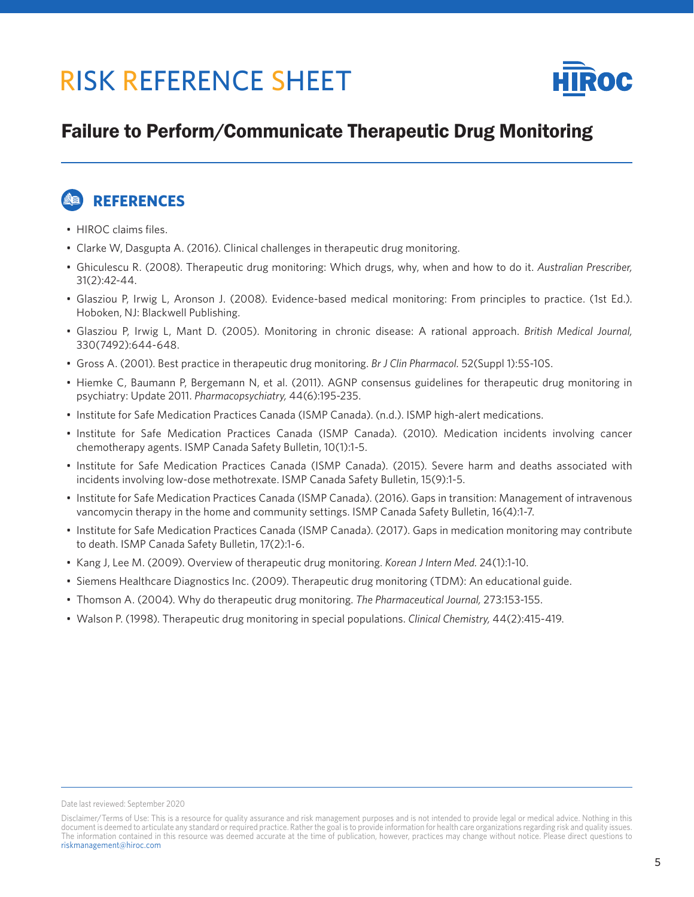# RISK REFERENCE SHEET

## Failure to Perform/Communicate Therapeutic Drug Monitoring

### REFERENCES

- HIROC claims files.
- Clarke W, Dasgupta A. (2016). Clinical challenges in therapeutic drug monitoring.
- Ghiculescu R. (2008). Therapeutic drug monitoring: Which drugs, why, when and how to do it. *Australian Prescriber,* 31(2):42-44.
- Glasziou P, Irwig L, Aronson J. (2008). Evidence-based medical monitoring: From principles to practice. (1st Ed.). Hoboken, NJ: Blackwell Publishing.
- Glasziou P, Irwig L, Mant D. (2005). Monitoring in chronic disease: A rational approach. *British Medical Journal,* 330(7492):644-648.
- Gross A. (2001). Best practice in therapeutic drug monitoring. *Br J Clin Pharmacol.* 52(Suppl 1):5S-10S.
- Hiemke C, Baumann P, Bergemann N, et al. (2011). AGNP consensus guidelines for therapeutic drug monitoring in psychiatry: Update 2011. *Pharmacopsychiatry,* 44(6):195-235.
- Institute for Safe Medication Practices Canada (ISMP Canada). (n.d.). ISMP high-alert medications.
- Institute for Safe Medication Practices Canada (ISMP Canada). (2010). Medication incidents involving cancer chemotherapy agents. ISMP Canada Safety Bulletin, 10(1):1-5.
- Institute for Safe Medication Practices Canada (ISMP Canada). (2015). Severe harm and deaths associated with incidents involving low-dose methotrexate. ISMP Canada Safety Bulletin, 15(9):1-5.
- Institute for Safe Medication Practices Canada (ISMP Canada). (2016). Gaps in transition: Management of intravenous vancomycin therapy in the home and community settings. ISMP Canada Safety Bulletin, 16(4):1-7.
- Institute for Safe Medication Practices Canada (ISMP Canada). (2017). Gaps in medication monitoring may contribute to death. ISMP Canada Safety Bulletin, 17(2):1-6.
- Kang J, Lee M. (2009). Overview of therapeutic drug monitoring. *Korean J Intern Med.* 24(1):1-10.
- Siemens Healthcare Diagnostics Inc. (2009). Therapeutic drug monitoring (TDM): An educational guide.
- Thomson A. (2004). Why do therapeutic drug monitoring. *The Pharmaceutical Journal,* 273:153-155.
- Walson P. (1998). Therapeutic drug monitoring in special populations. *Clinical Chemistry,* 44(2):415-419.

Date last reviewed: September 2020

Disclaimer/Terms of Use: This is a resource for quality assurance and risk management purposes and is not intended to provide legal or medical advice. Nothing in this document is deemed to articulate any standard or required practice. Rather the goal is to provide information for health care organizations regarding risk and quality issues. The information contained in this resource was deemed accurate at the time of publication, however, practices may change without notice. Please direct questions to riskmanagement@hiroc.com